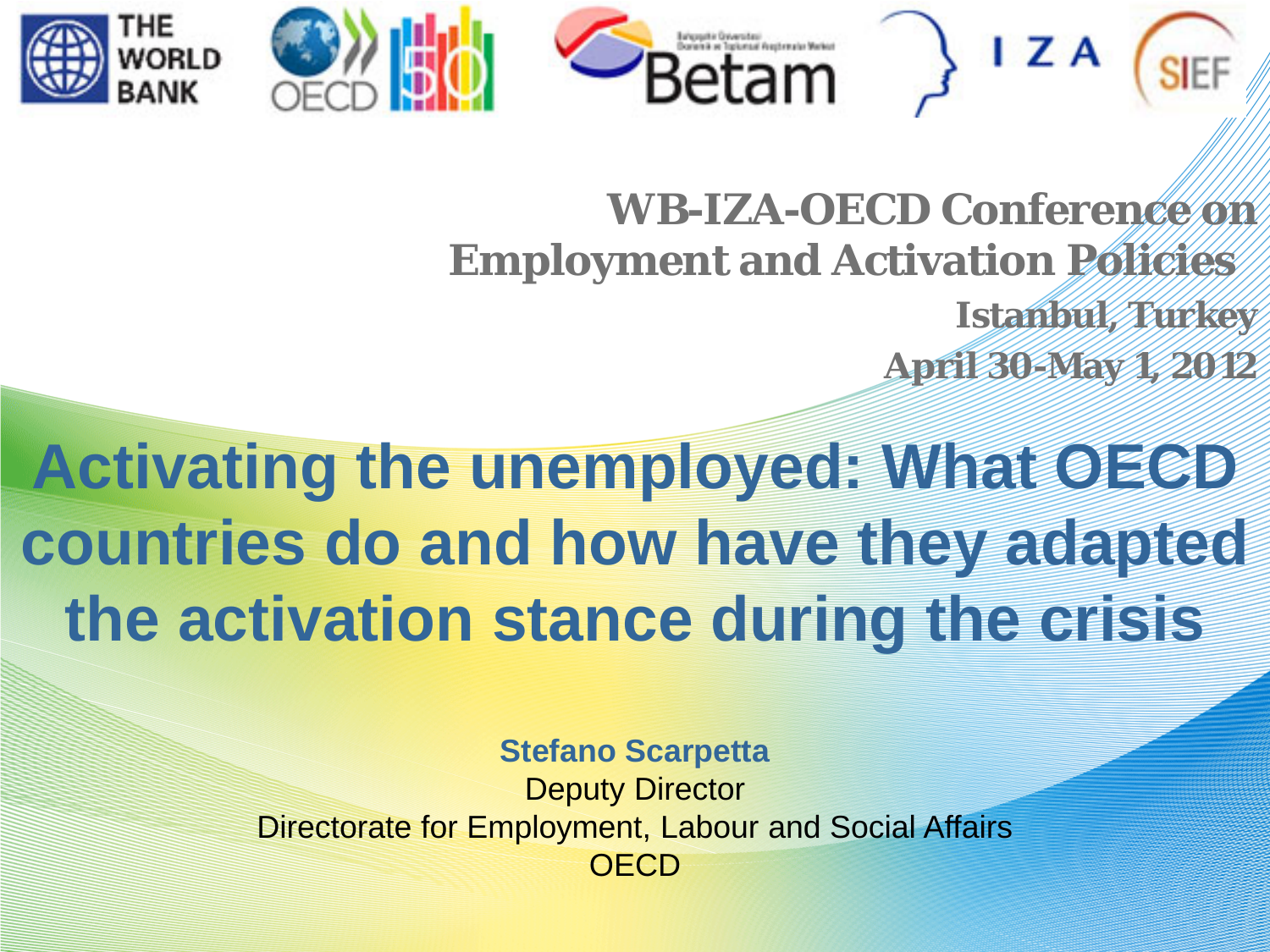WB-IZA-OECD Conference on Employment and Activation Policies

Istanbul, Turkey

April 30-May 1, 2012

# Activating the unemployed: What OECD countries do and how have they adapted the activation stance during the crisis

**Stefano Scarpetta**

Deputy Director

Directorate for Employment, Labour and Social Affairs

OECD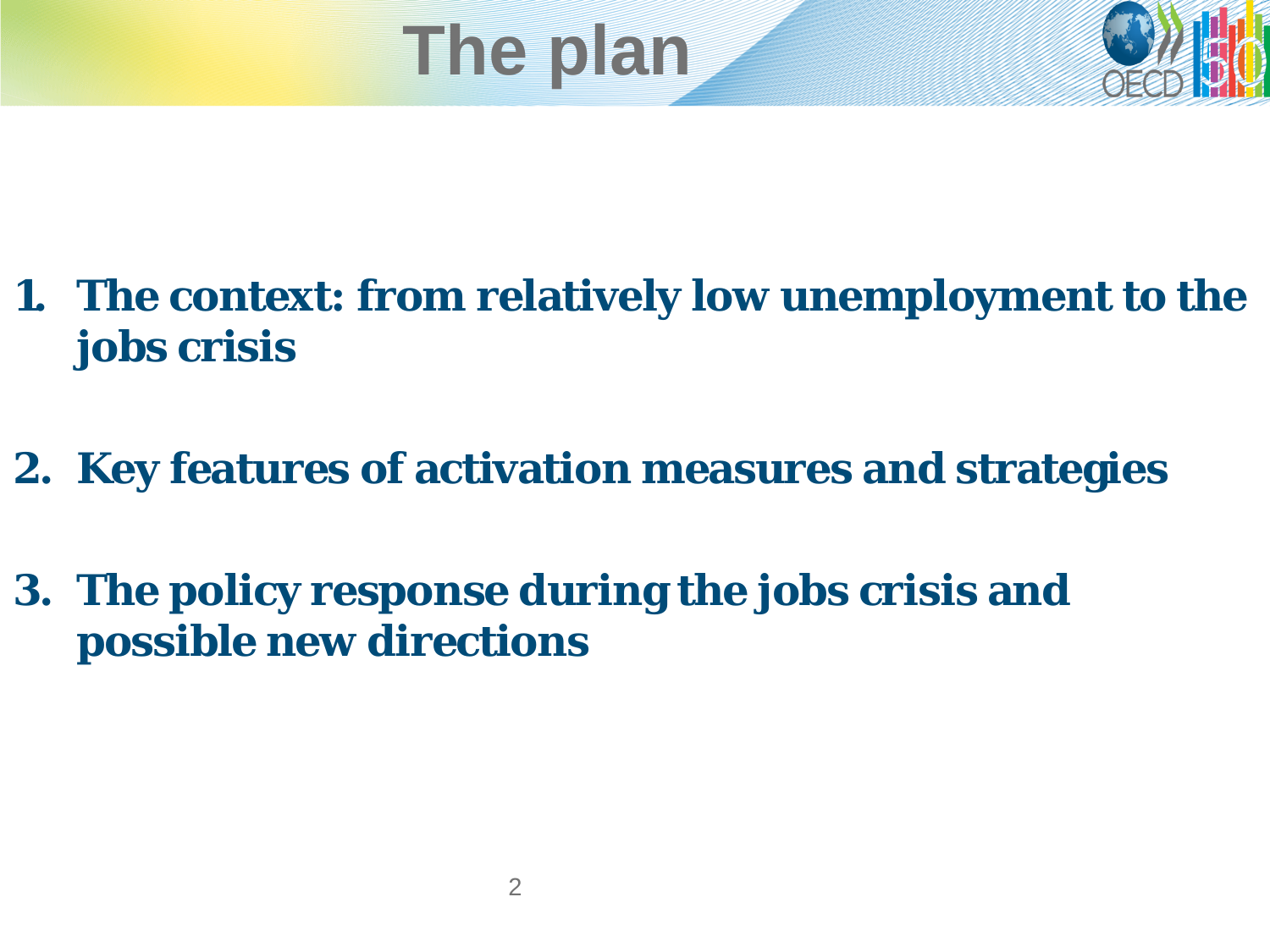# The plan

1. **The context: from relatively low unemployment to the jobs crisis**

2. **Key features of activation measures and strategies**

3. **The policy response during the jobs crisis and possible new directions**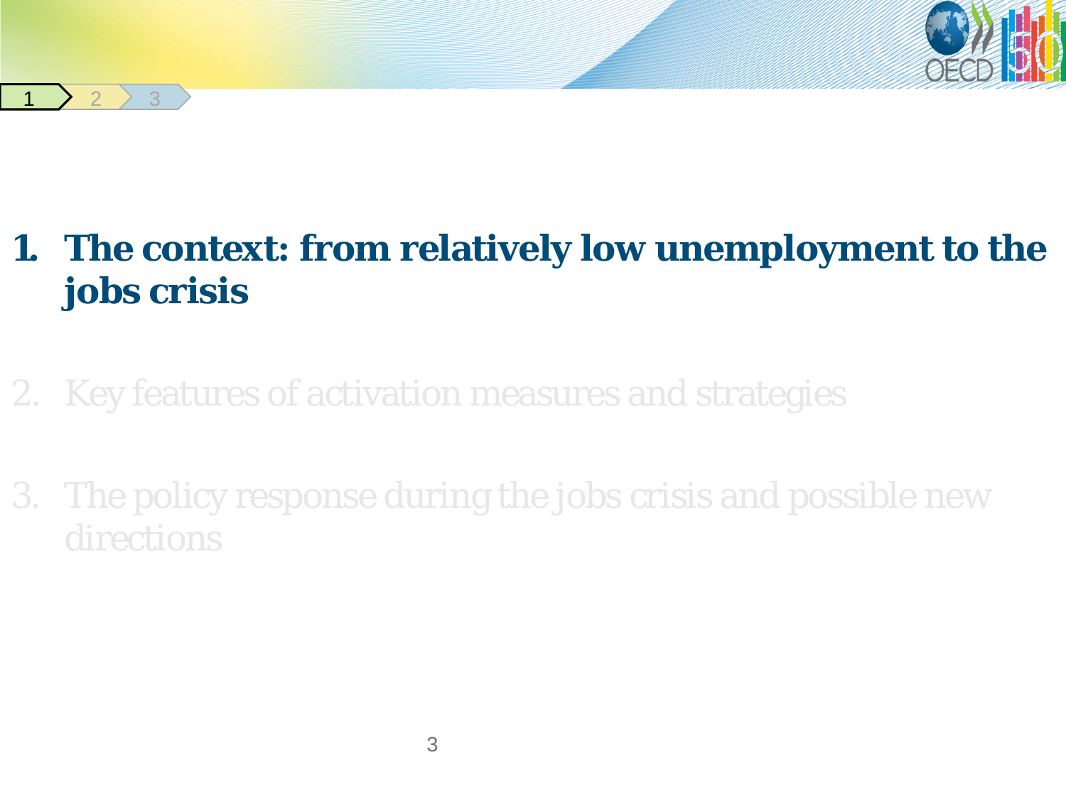1. **The context: from relatively low unemployment to the jobs crisis**

2. Key features of activation measures and strategies

3. The policy response during the jobs crisis and possible new directions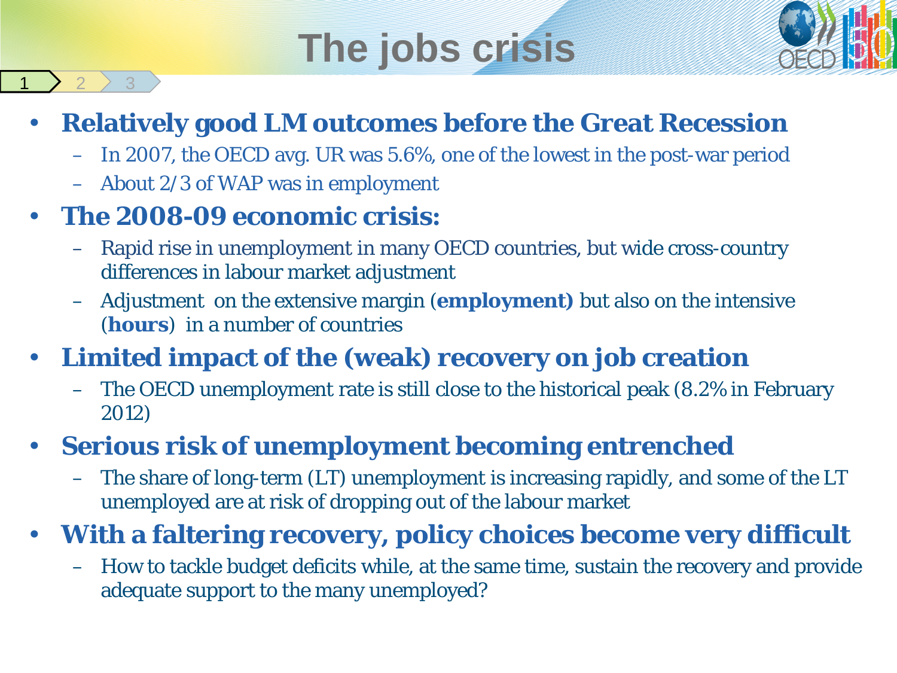# The jobs crisis

- **Relatively good LM outcomes before the Great Recession**
  - In 2007, the OECD avg. UR was 5.6%, one of the lowest in the post-war period
  - About 2/3 of WAP was in employment
- **The 2008-09 economic crisis:**
  - Rapid rise in unemployment in many OECD countries, but wide cross-country differences in labour market adjustment
  - Adjustment on the extensive margin (**employment)** but also on the intensive (**hours**) in a number of countries
- **Limited impact of the (weak) recovery on job creation**
  - The OECD unemployment rate is still close to the historical peak (8.2% in February 2012)
- **Serious risk of unemployment becoming entrenched**
  - The share of long-term (LT) unemployment is increasing rapidly, and some of the LT unemployed are at risk of dropping out of the labour market
- **With a faltering recovery, policy choices become very difficult**
  - How to tackle budget deficits while, at the same time, sustain the recovery and provide adequate support to the many unemployed?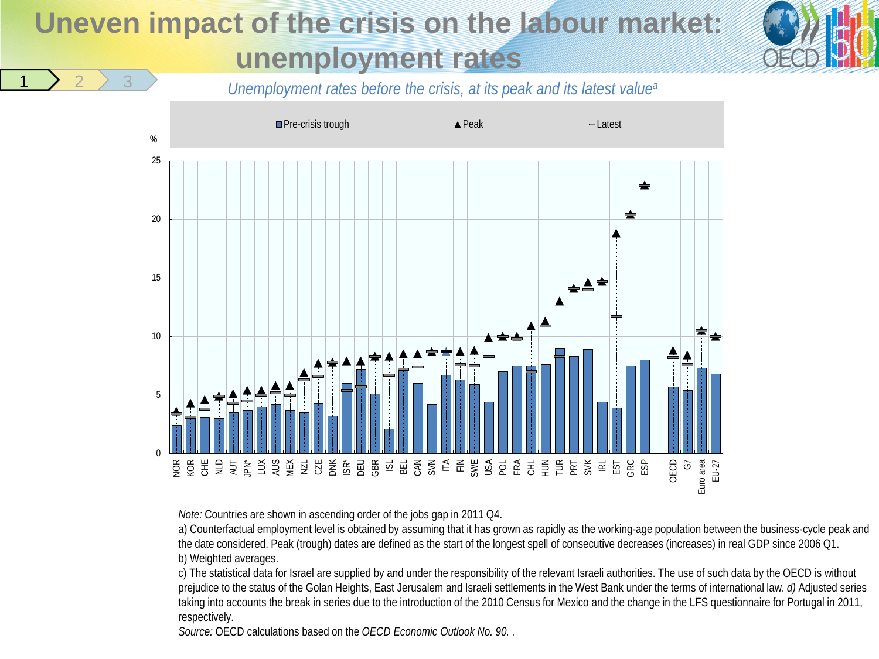# Uneven impact of the crisis on the labour market: unemployment rates

*Unemployment rates before the crisis, at its peak and its latest value[a]*

Pre-crisis trough ▲Peak –Latest

%

NOR KOR CHE NLD AUT JPN* LUX AUS MEX NZL CZE DNK ISR* DEU GBR ISL BEL CAN SVN ITA FIN SWE USA POL FRA CHL HUN TUR PRT SVK IRL EST GRC ESP OECD G7 Euro area EU-27

*Note:* Countries are shown in ascending order of the jobs gap in 2011 Q4.

a) Counterfactual employment level is obtained by assuming that it has grown as rapidly as the working-age population between the business-cycle peak and the date considered. Peak (trough) dates are defined as the start of the longest spell of consecutive decreases (increases) in real GDP since 2006 Q1.

b) Weighted averages.

c) The statistical data for Israel are supplied by and under the responsibility of the relevant Israeli authorities. The use of such data by the OECD is without prejudice to the status of the Golan Heights, East Jerusalem and Israeli settlements in the West Bank under the terms of international law. *d)* Adjusted series taking into accounts the break in series due to the introduction of the 2010 Census for Mexico and the change in the LFS questionnaire for Portugal in 2011, respectively.

*Source:* OECD calculations based on the *OECD Economic Outlook No. 90.* .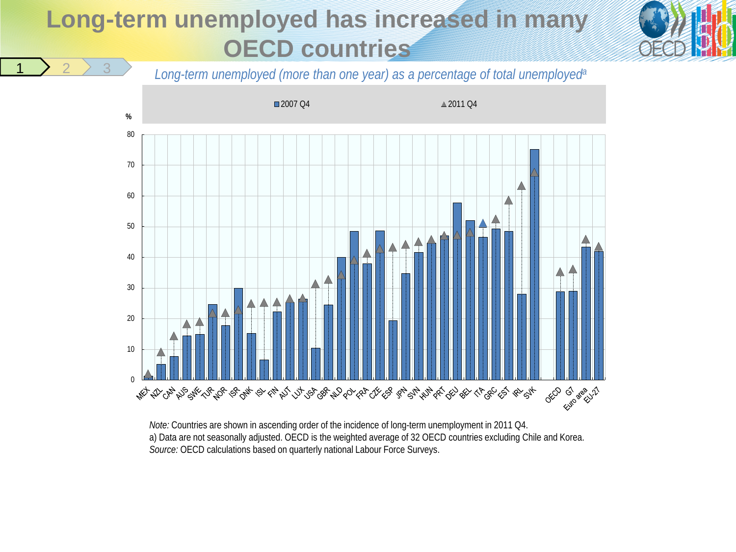# Long-term unemployed has increased in many OECD countries

*Long-term unemployed (more than one year) as a percentage of total unemployed*[a]

*Note:* Countries are shown in ascending order of the incidence of long-term unemployment in 2011 Q4.
a) Data are not seasonally adjusted. OECD is the weighted average of 32 OECD countries excluding Chile and Korea.
*Source:* OECD calculations based on quarterly national Labour Force Surveys.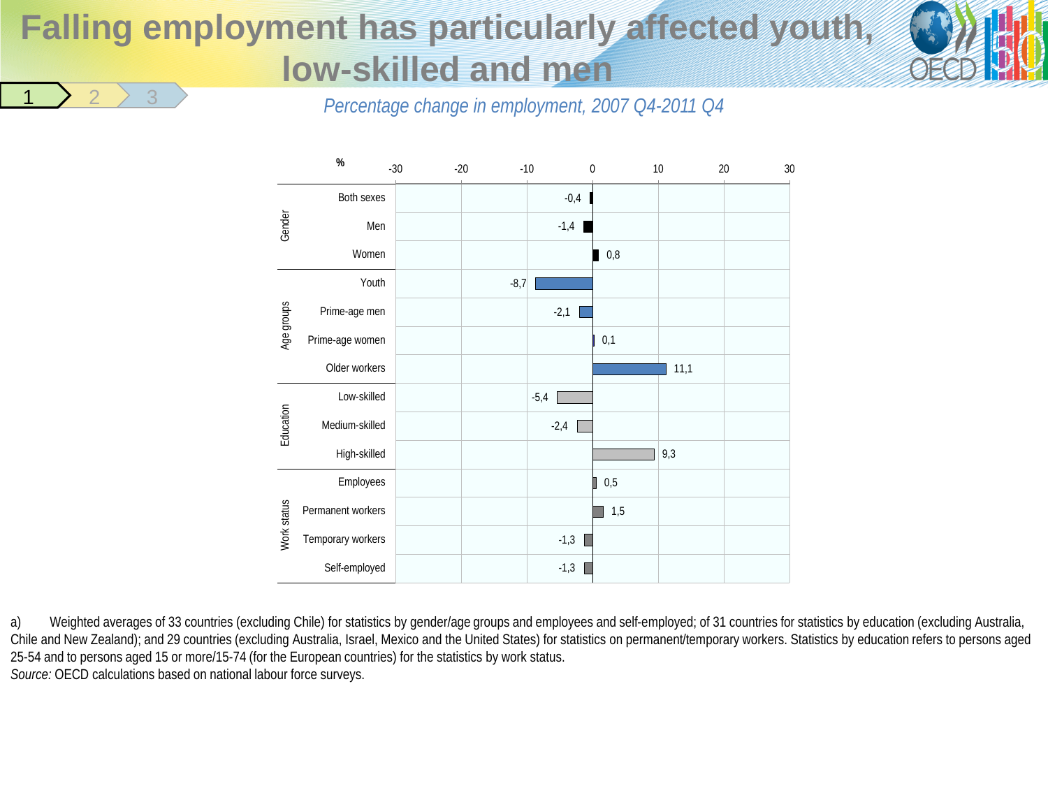# Falling employment has particularly affected youth, low-skilled and men

*Percentage change in employment, 2007 Q4-2011 Q4*

| Category | Group | % |
|---|---|---|
| Gender | Both sexes | -0,4 |
| | Men | -1,4 |
| | Women | 0,8 |
| Age groups | Youth | -8,7 |
| | Prime-age men | -2,1 |
| | Prime-age women | 0,1 |
| | Older workers | 11,1 |
| Education | Low-skilled | -5,4 |
| | Medium-skilled | -2,4 |
| | High-skilled | 9,3 |
| Work status | Employees | 0,5 |
| | Permanent workers | 1,5 |
| | Temporary workers | -1,3 |
| | Self-employed | -1,3 |

a) Weighted averages of 33 countries (excluding Chile) for statistics by gender/age groups and employees and self-employed; of 31 countries for statistics by education (excluding Australia, Chile and New Zealand); and 29 countries (excluding Australia, Israel, Mexico and the United States) for statistics on permanent/temporary workers. Statistics by education refers to persons aged 25-54 and to persons aged 15 or more/15-74 (for the European countries) for the statistics by work status.

*Source:* OECD calculations based on national labour force surveys.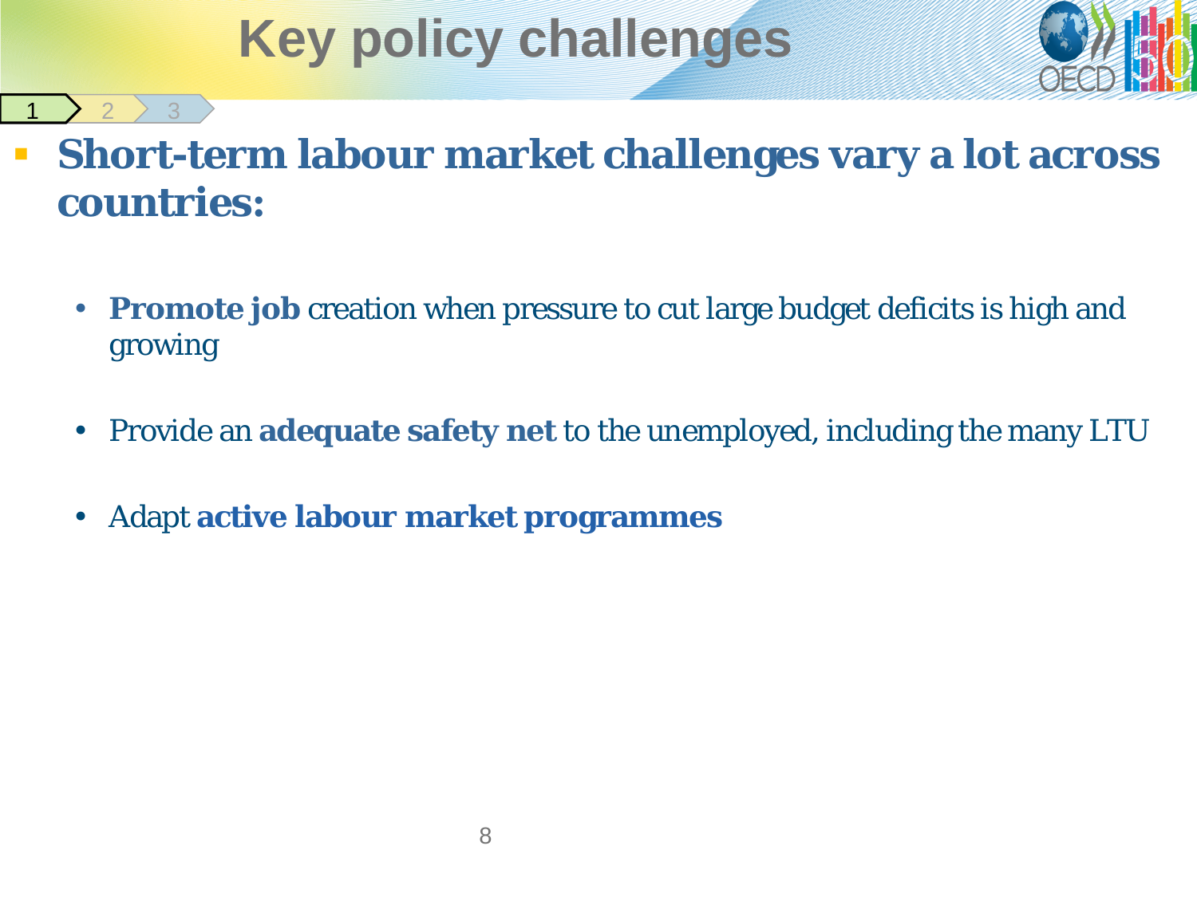# Key policy challenges

- **Short-term labour market challenges vary a lot across countries:**

  - **Promote job** creation when pressure to cut large budget deficits is high and growing
  - Provide an **adequate safety net** to the unemployed, including the many LTU
  - Adapt **active labour market programmes**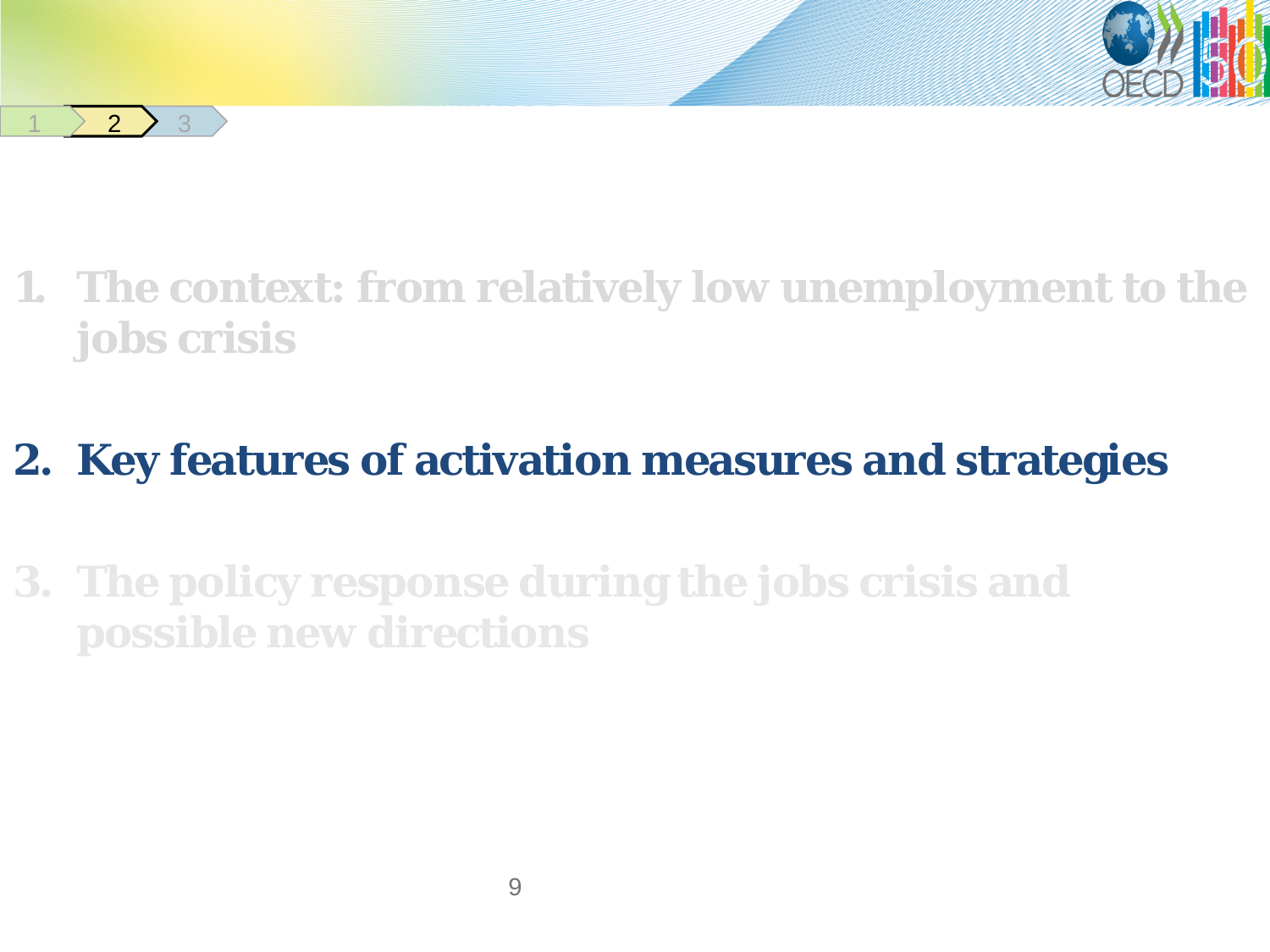1. The context: from relatively low unemployment to the jobs crisis

2. **Key features of activation measures and strategies**

3. The policy response during the jobs crisis and possible new directions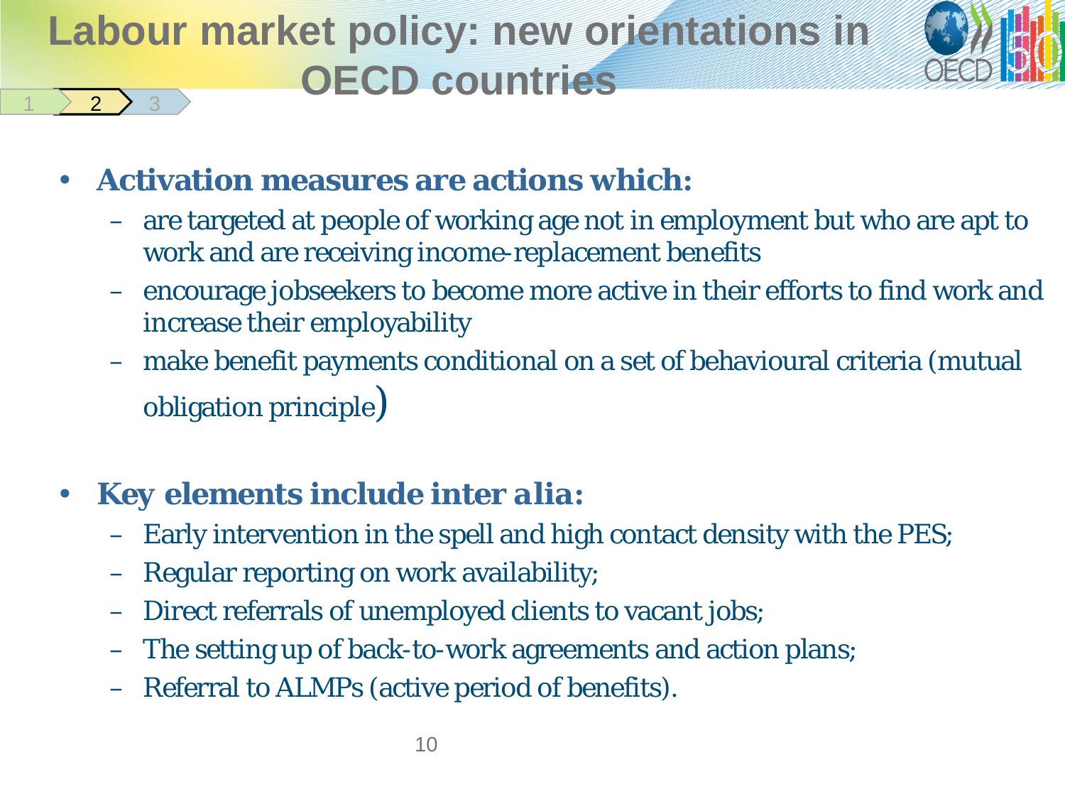# Labour market policy: new orientations in OECD countries

- **Activation measures are actions which:**
  - are targeted at people of working age not in employment but who are apt to work and are receiving income-replacement benefits
  - encourage jobseekers to become more active in their efforts to find work and increase their employability
  - make benefit payments conditional on a set of behavioural criteria (mutual obligation principle)

- **Key elements include inter alia:**
  - Early intervention in the spell and high contact density with the PES;
  - Regular reporting on work availability;
  - Direct referrals of unemployed clients to vacant jobs;
  - The setting up of back-to-work agreements and action plans;
  - Referral to ALMPs (active period of benefits).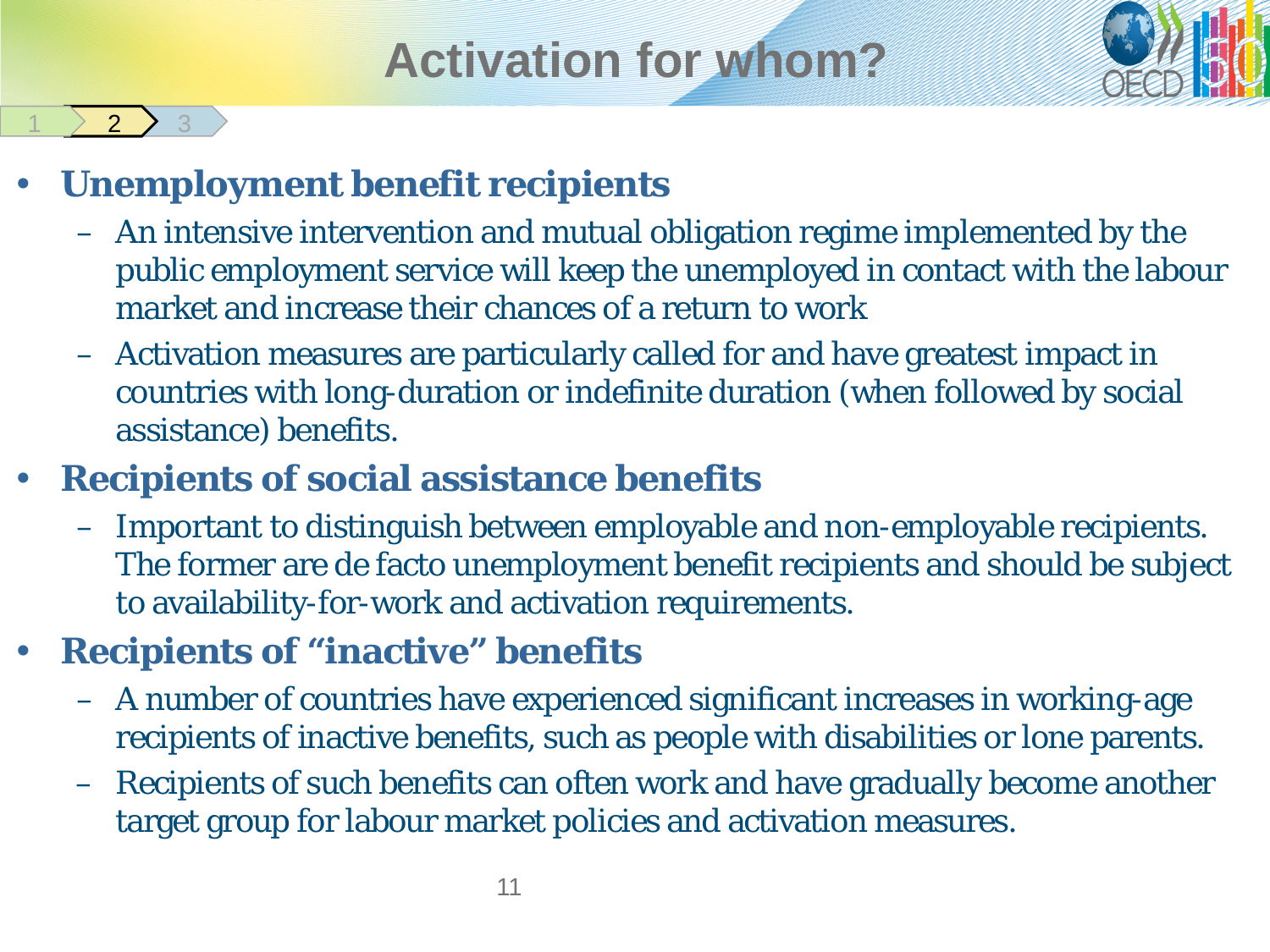# Activation for whom?

- **Unemployment benefit recipients**
  - An intensive intervention and mutual obligation regime implemented by the public employment service will keep the unemployed in contact with the labour market and increase their chances of a return to work
  - Activation measures are particularly called for and have greatest impact in countries with long-duration or indefinite duration (when followed by social assistance) benefits.
- **Recipients of social assistance benefits**
  - Important to distinguish between employable and non-employable recipients. The former are de facto unemployment benefit recipients and should be subject to availability-for-work and activation requirements.
- **Recipients of "inactive" benefits**
  - A number of countries have experienced significant increases in working-age recipients of inactive benefits, such as people with disabilities or lone parents.
  - Recipients of such benefits can often work and have gradually become another target group for labour market policies and activation measures.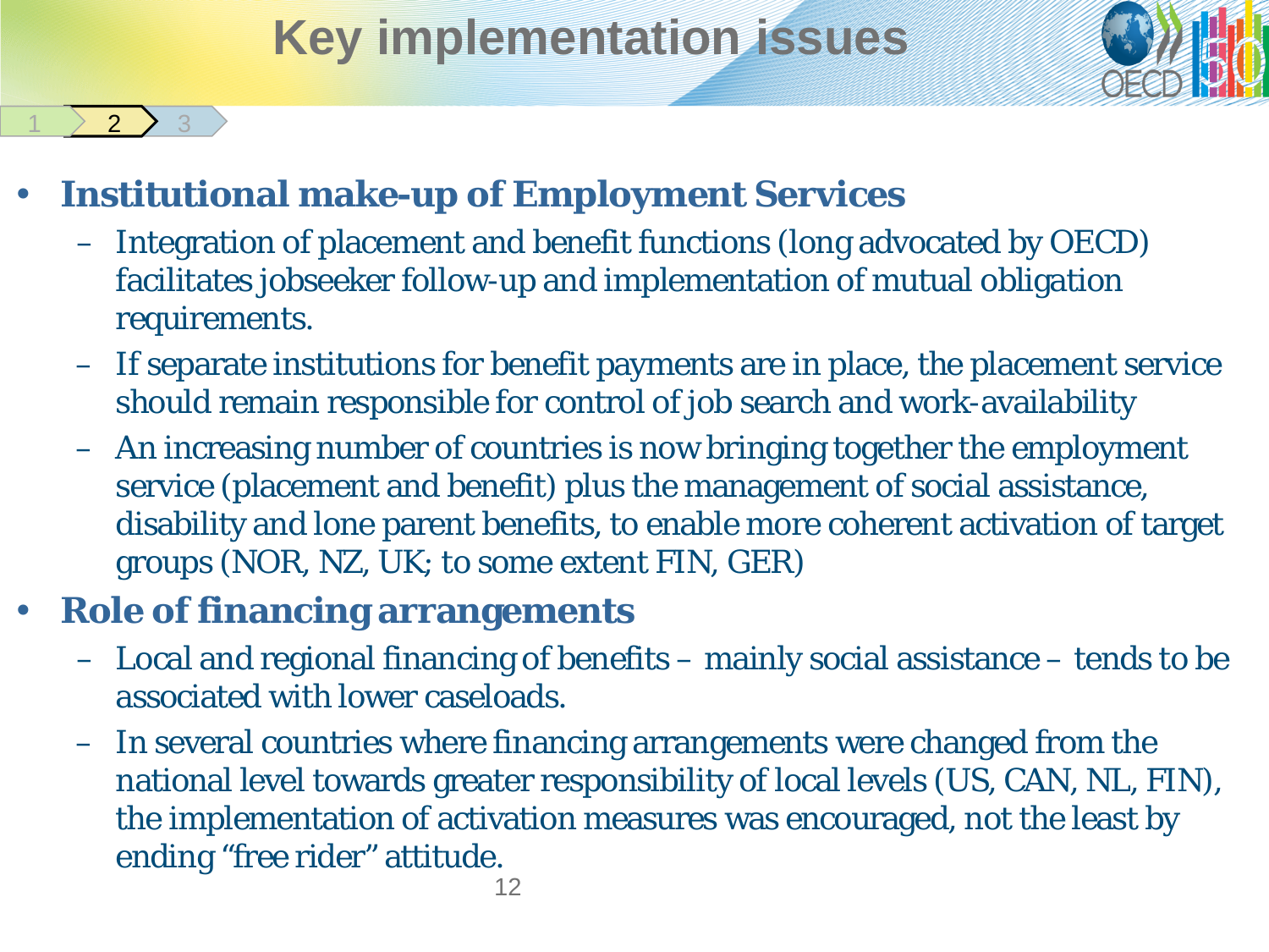# Key implementation issues

- **Institutional make-up of Employment Services**
  - Integration of placement and benefit functions (long advocated by OECD) facilitates jobseeker follow-up and implementation of mutual obligation requirements.
  - If separate institutions for benefit payments are in place, the placement service should remain responsible for control of job search and work-availability
  - An increasing number of countries is now bringing together the employment service (placement and benefit) plus the management of social assistance, disability and lone parent benefits, to enable more coherent activation of target groups (NOR, NZ, UK; to some extent FIN, GER)
- **Role of financing arrangements**
  - Local and regional financing of benefits – mainly social assistance – tends to be associated with lower caseloads.
  - In several countries where financing arrangements were changed from the national level towards greater responsibility of local levels (US, CAN, NL, FIN), the implementation of activation measures was encouraged, not the least by ending "free rider" attitude.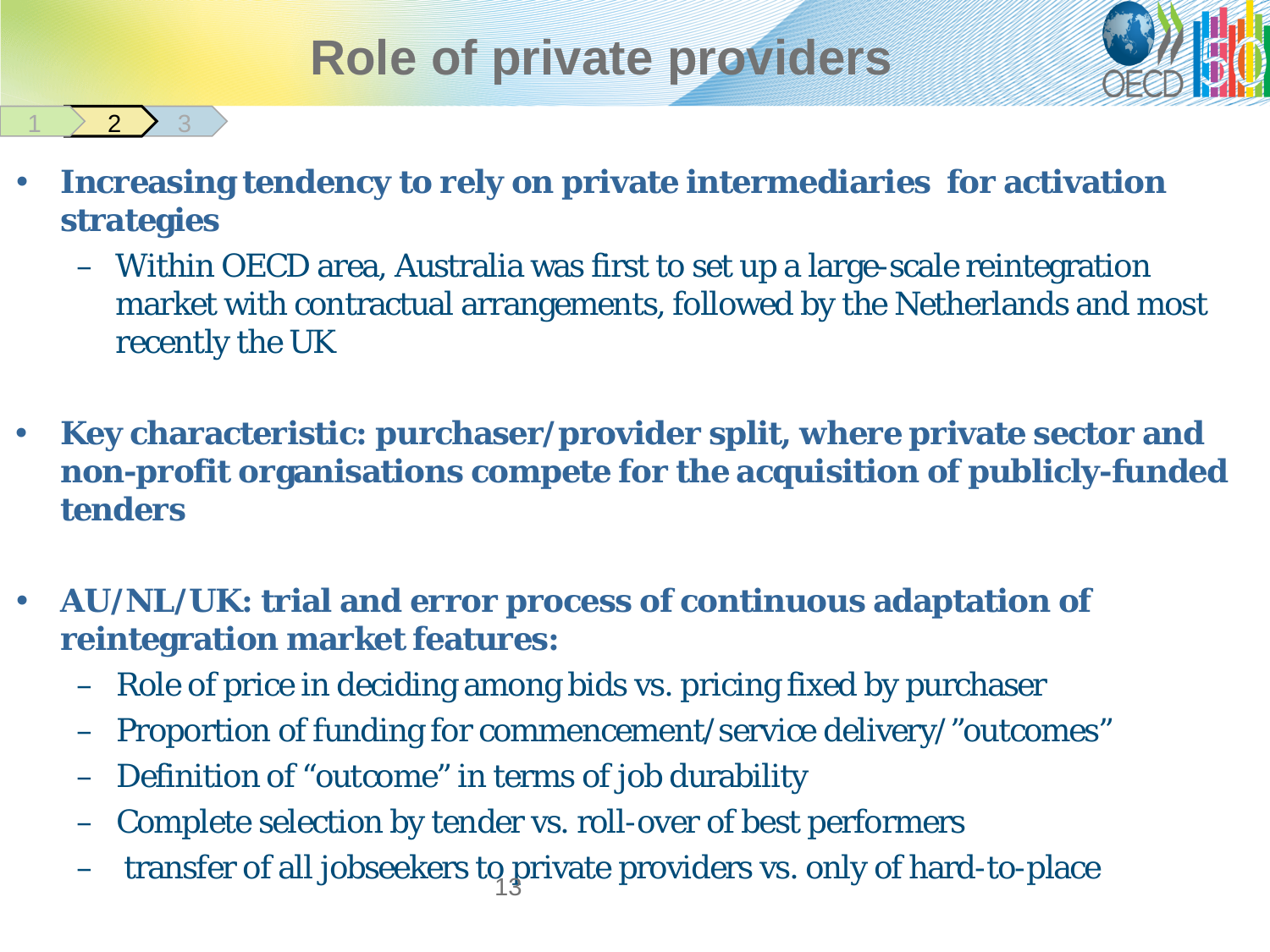# Role of private providers

- **Increasing tendency to rely on private intermediaries for activation strategies**
  - Within OECD area, Australia was first to set up a large-scale reintegration market with contractual arrangements, followed by the Netherlands and most recently the UK

- **Key characteristic: purchaser/provider split, where private sector and non-profit organisations compete for the acquisition of publicly-funded tenders**

- **AU/NL/UK: trial and error process of continuous adaptation of reintegration market features:**
  - Role of price in deciding among bids vs. pricing fixed by purchaser
  - Proportion of funding for commencement/service delivery/"outcomes"
  - Definition of "outcome" in terms of job durability
  - Complete selection by tender vs. roll-over of best performers
  - transfer of all jobseekers to private providers vs. only of hard-to-place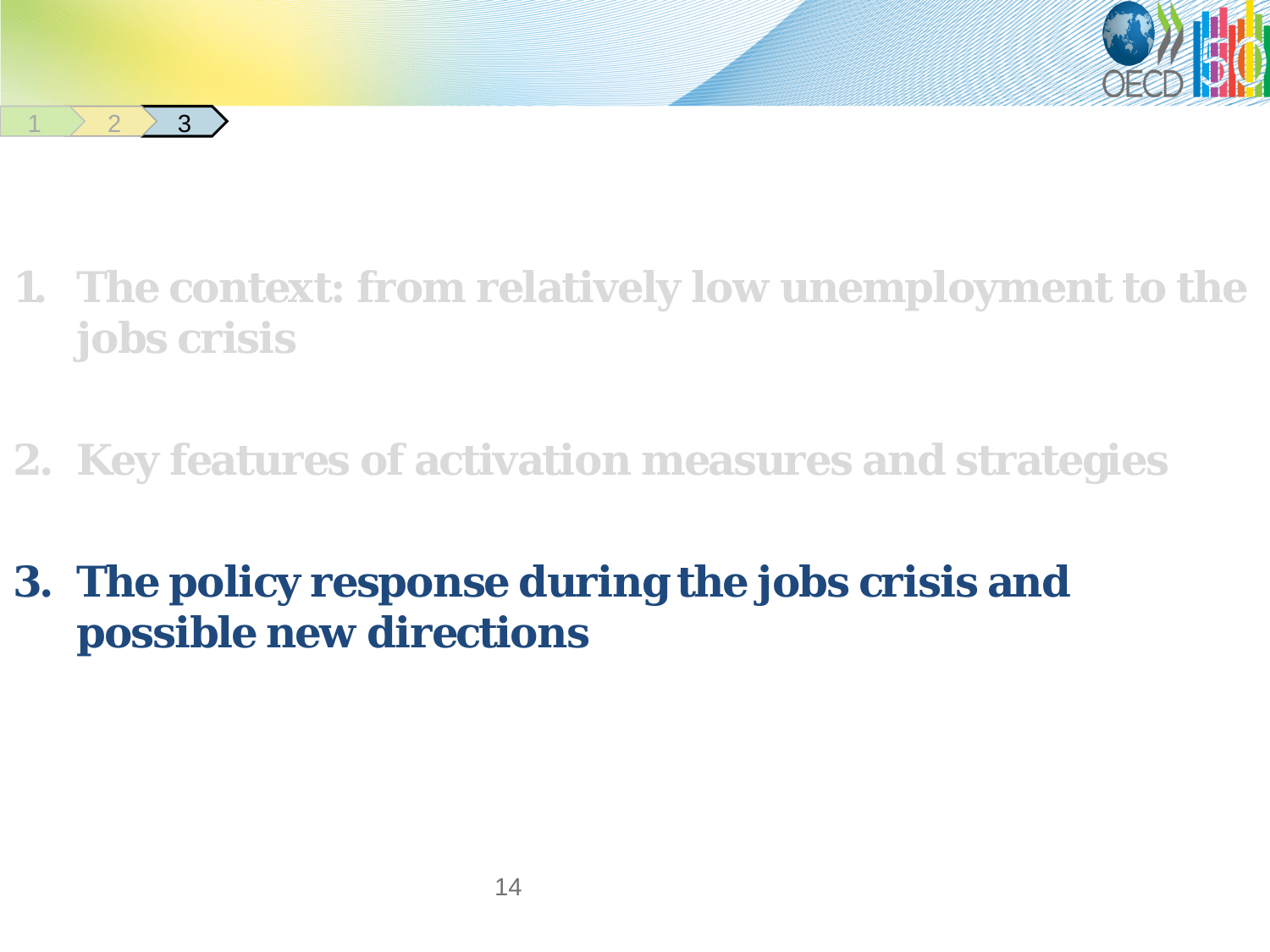1. The context: from relatively low unemployment to the jobs crisis

2. Key features of activation measures and strategies

3. **The policy response during the jobs crisis and possible new directions**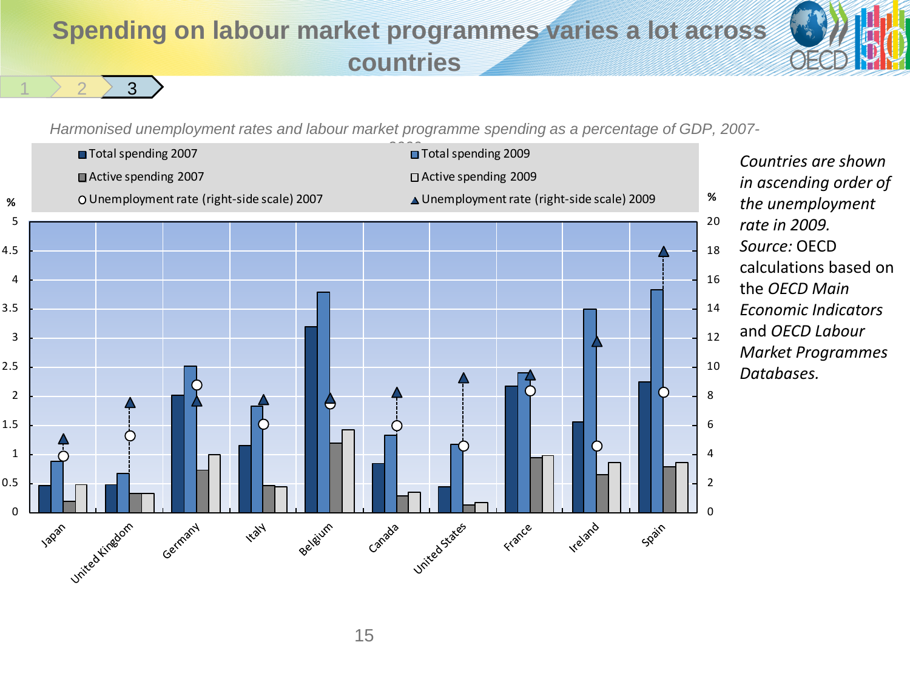# Spending on labour market programmes varies a lot across countries

*Harmonised unemployment rates and labour market programme spending as a percentage of GDP, 2007-2009*

- Total spending 2007
- Total spending 2009
- Active spending 2007
- Active spending 2009
- Unemployment rate (right-side scale) 2007
- Unemployment rate (right-side scale) 2009

Countries: Japan, United Kingdom, Germany, Italy, Belgium, Canada, United States, France, Ireland, Spain

*Countries are shown in ascending order of the unemployment rate in 2009.*

*Source:* OECD calculations based on the *OECD Main Economic Indicators* and *OECD Labour Market Programmes Databases.*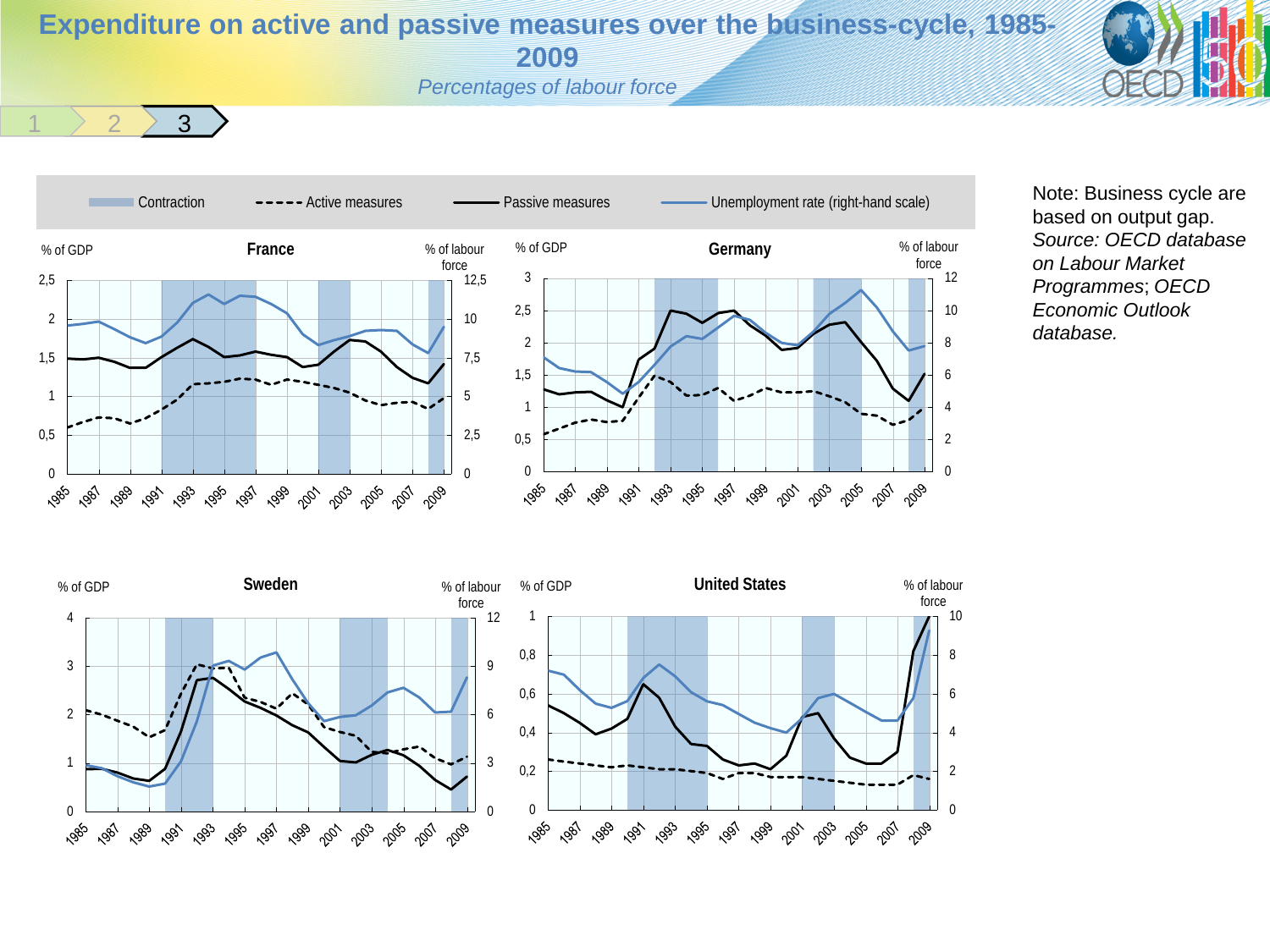# Expenditure on active and passive measures over the business-cycle, 1985-2009

*Percentages of labour force*

1 2 3

Contraction | Active measures | Passive measures | Unemployment rate (right-hand scale)

**France** — % of GDP / % of labour force

**Germany** — % of GDP / % of labour force

**Sweden** — % of GDP / % of labour force

**United States** — % of GDP / % of labour force

Note: Business cycle are based on output gap.
*Source: OECD database on Labour Market Programmes*; *OECD Economic Outlook database.*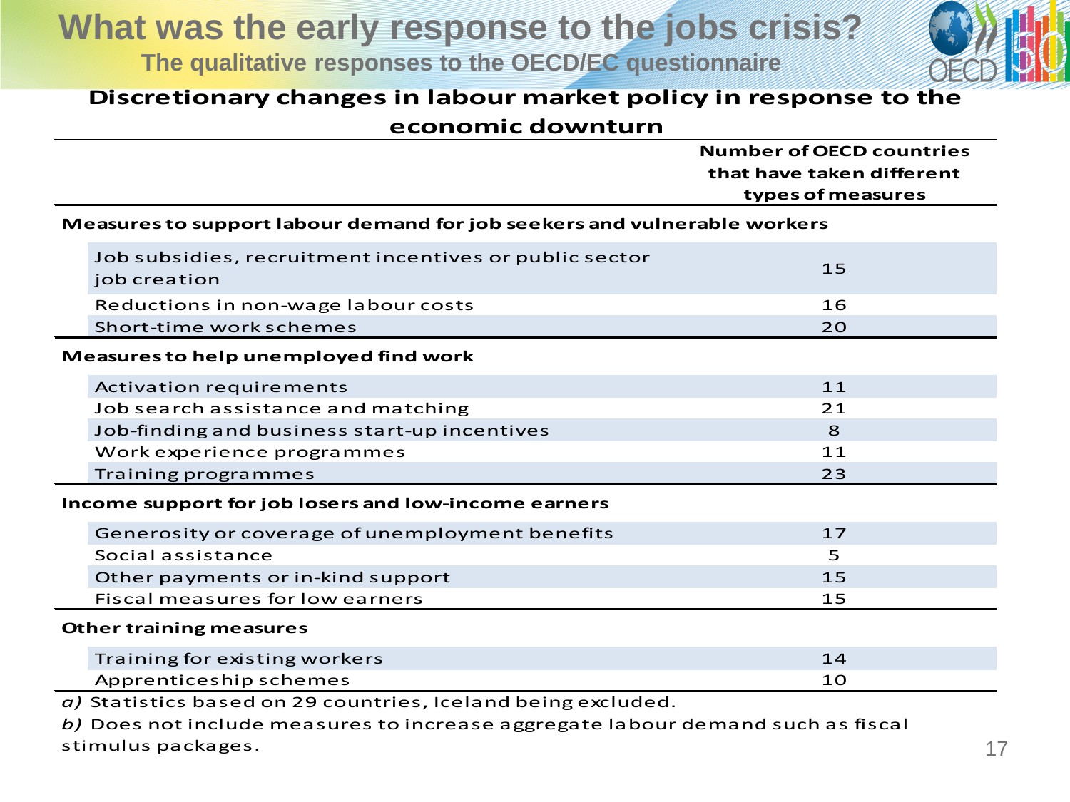# What was the early response to the jobs crisis?

## The qualitative responses to the OECD/EC questionnaire

**Discretionary changes in labour market policy in response to the economic downturn**

| | Number of OECD countries that have taken different types of measures |
|---|---|
| **Measures to support labour demand for job seekers and vulnerable workers** | |
| Job subsidies, recruitment incentives or public sector job creation | 15 |
| Reductions in non-wage labour costs | 16 |
| Short-time work schemes | 20 |
| **Measures to help unemployed find work** | |
| Activation requirements | 11 |
| Job search assistance and matching | 21 |
| Job-finding and business start-up incentives | 8 |
| Work experience programmes | 11 |
| Training programmes | 23 |
| **Income support for job losers and low-income earners** | |
| Generosity or coverage of unemployment benefits | 17 |
| Social assistance | 5 |
| Other payments or in-kind support | 15 |
| Fiscal measures for low earners | 15 |
| **Other training measures** | |
| Training for existing workers | 14 |
| Apprenticeship schemes | 10 |

*a)* Statistics based on 29 countries, Iceland being excluded.

*b)* Does not include measures to increase aggregate labour demand such as fiscal stimulus packages.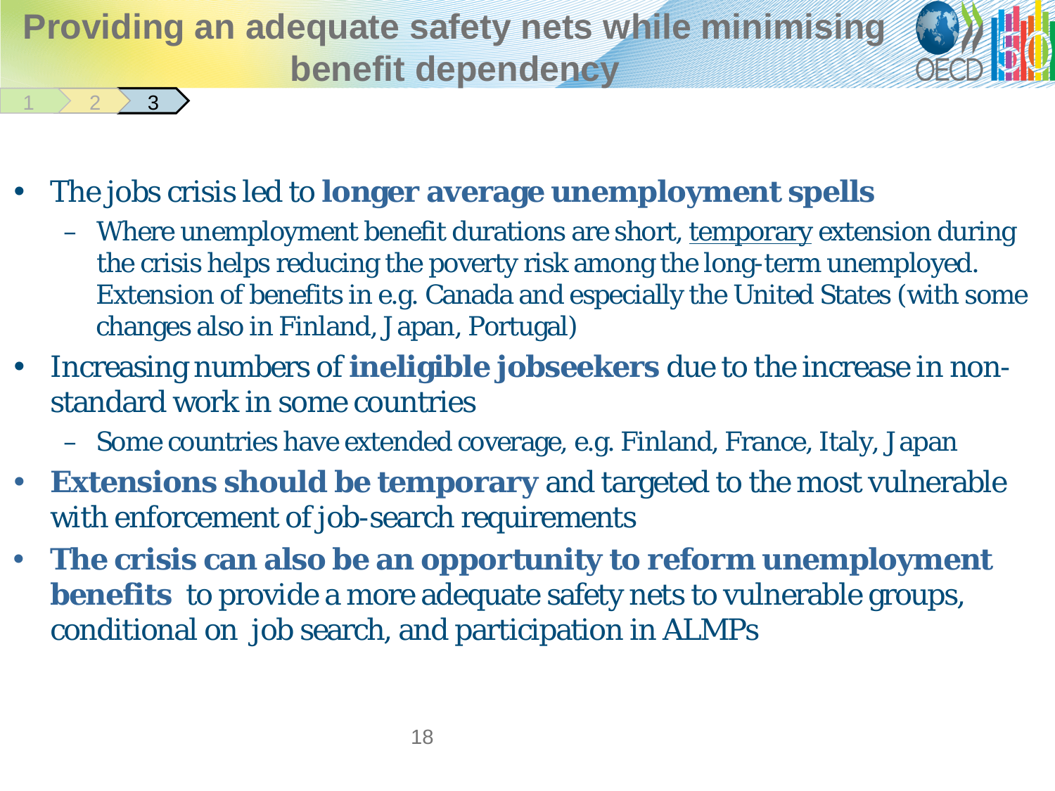# Providing an adequate safety nets while minimising benefit dependency

- The jobs crisis led to **longer average unemployment spells**
  - Where unemployment benefit durations are short, temporary extension during the crisis helps reducing the poverty risk among the long-term unemployed. Extension of benefits in e.g. Canada and especially the United States (with some changes also in Finland, Japan, Portugal)
- Increasing numbers of **ineligible jobseekers** due to the increase in non-standard work in some countries
  - Some countries have extended coverage, e.g. Finland, France, Italy, Japan
- **Extensions should be temporary** and targeted to the most vulnerable with enforcement of job-search requirements
- **The crisis can also be an opportunity to reform unemployment benefits** to provide a more adequate safety nets to vulnerable groups, conditional on job search, and participation in ALMPs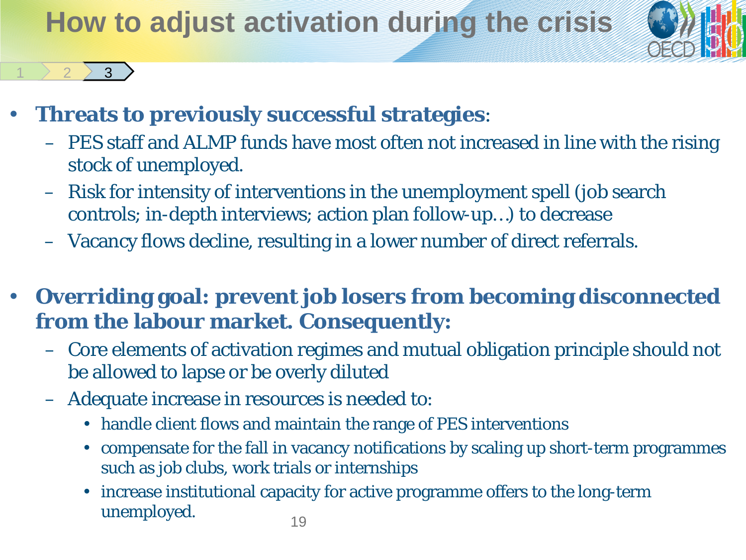# How to adjust activation during the crisis

- **Threats to previously successful strategies**:
  - PES staff and ALMP funds have most often not increased in line with the rising stock of unemployed.
  - Risk for intensity of interventions in the unemployment spell (job search controls; in-depth interviews; action plan follow-up…) to decrease
  - Vacancy flows decline, resulting in a lower number of direct referrals.

- **Overriding goal: prevent job losers from becoming disconnected from the labour market. Consequently:**
  - Core elements of activation regimes and mutual obligation principle should not be allowed to lapse or be overly diluted
  - Adequate increase in resources is needed to:
    - handle client flows and maintain the range of PES interventions
    - compensate for the fall in vacancy notifications by scaling up short-term programmes such as job clubs, work trials or internships
    - increase institutional capacity for active programme offers to the long-term unemployed.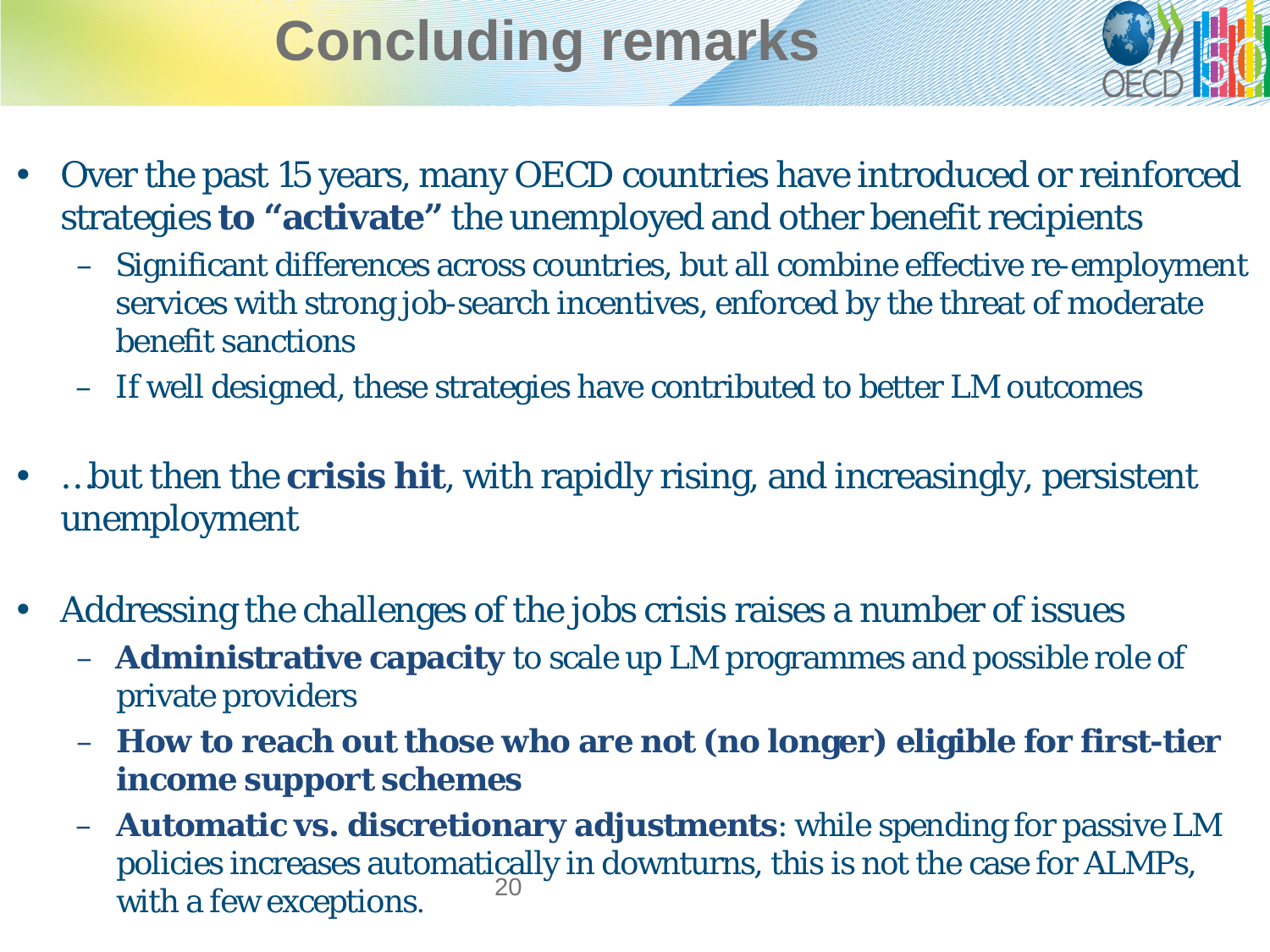# Concluding remarks

- Over the past 15 years, many OECD countries have introduced or reinforced strategies **to "activate"** the unemployed and other benefit recipients
  - Significant differences across countries, but all combine effective re-employment services with strong job-search incentives, enforced by the threat of moderate benefit sanctions
  - If well designed, these strategies have contributed to better LM outcomes

- …but then the **crisis hit**, with rapidly rising, and increasingly, persistent unemployment

- Addressing the challenges of the jobs crisis raises a number of issues
  - **Administrative capacity** to scale up LM programmes and possible role of private providers
  - **How to reach out those who are not (no longer) eligible for first-tier income support schemes**
  - **Automatic vs. discretionary adjustments**: while spending for passive LM policies increases automatically in downturns, this is not the case for ALMPs, with a few exceptions.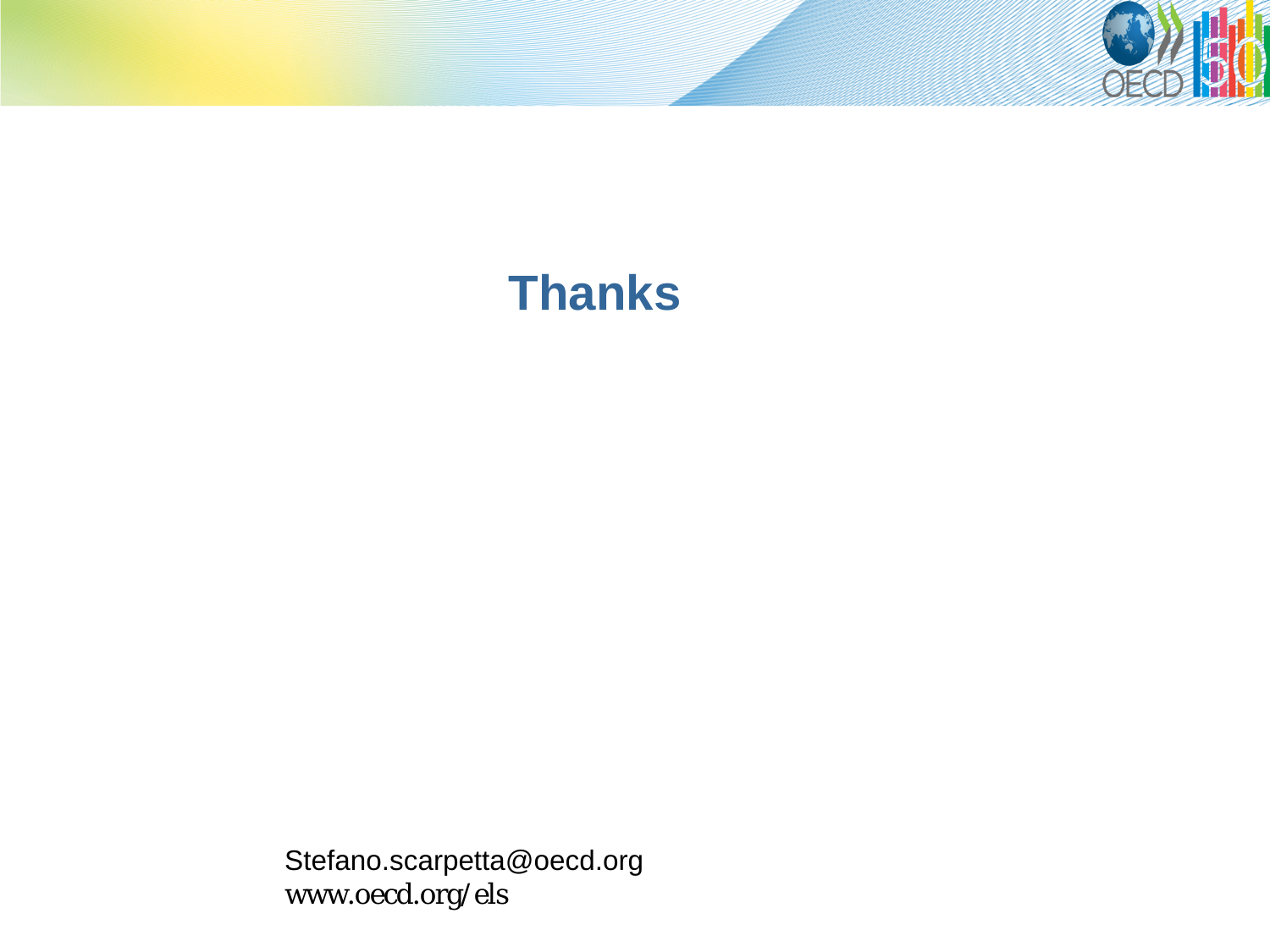# Thanks

Stefano.scarpetta@oecd.org
www.oecd.org/els